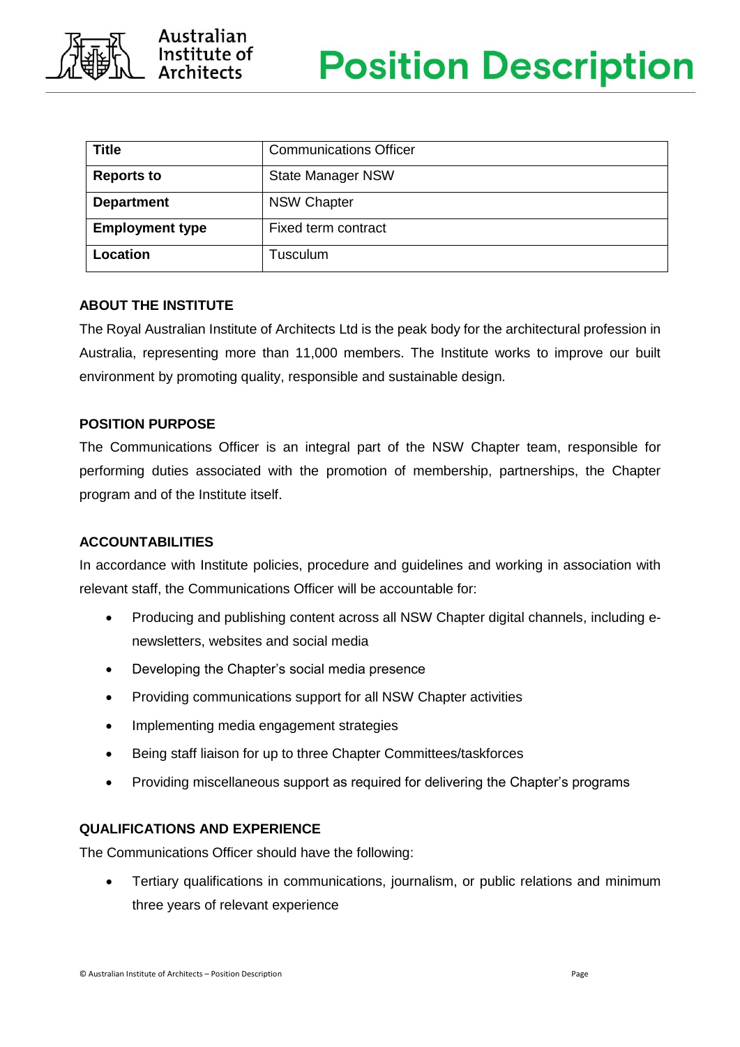Australian Institute of Architects

# Position Description

| Title | Communications Officer |
|---|---|
| **Reports to** | State Manager NSW |
| **Department** | NSW Chapter |
| **Employment type** | Fixed term contract |
| **Location** | Tusculum |

## ABOUT THE INSTITUTE

The Royal Australian Institute of Architects Ltd is the peak body for the architectural profession in Australia, representing more than 11,000 members. The Institute works to improve our built environment by promoting quality, responsible and sustainable design.

## POSITION PURPOSE

The Communications Officer is an integral part of the NSW Chapter team, responsible for performing duties associated with the promotion of membership, partnerships, the Chapter program and of the Institute itself.

## ACCOUNTABILITIES

In accordance with Institute policies, procedure and guidelines and working in association with relevant staff, the Communications Officer will be accountable for:

- Producing and publishing content across all NSW Chapter digital channels, including e-newsletters, websites and social media
- Developing the Chapter's social media presence
- Providing communications support for all NSW Chapter activities
- Implementing media engagement strategies
- Being staff liaison for up to three Chapter Committees/taskforces
- Providing miscellaneous support as required for delivering the Chapter's programs

## QUALIFICATIONS AND EXPERIENCE

The Communications Officer should have the following:

- Tertiary qualifications in communications, journalism, or public relations and minimum three years of relevant experience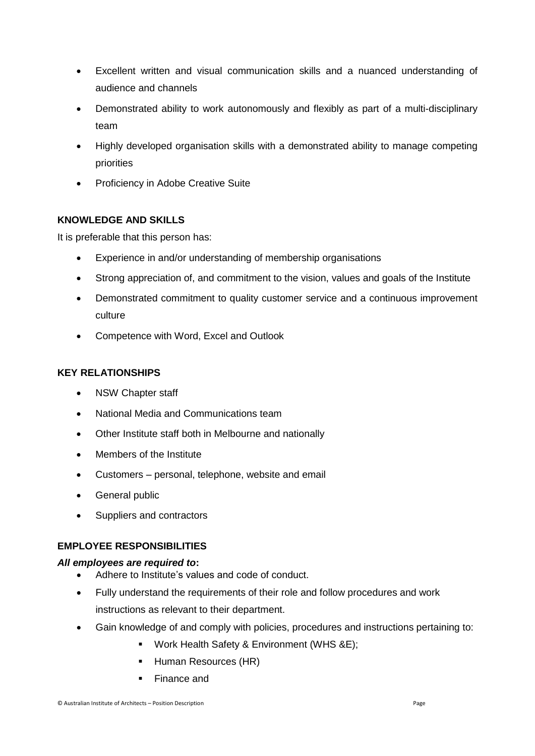- Excellent written and visual communication skills and a nuanced understanding of audience and channels
- Demonstrated ability to work autonomously and flexibly as part of a multi-disciplinary team
- Highly developed organisation skills with a demonstrated ability to manage competing priorities
- Proficiency in Adobe Creative Suite

**KNOWLEDGE AND SKILLS**

It is preferable that this person has:

- Experience in and/or understanding of membership organisations
- Strong appreciation of, and commitment to the vision, values and goals of the Institute
- Demonstrated commitment to quality customer service and a continuous improvement culture
- Competence with Word, Excel and Outlook

**KEY RELATIONSHIPS**

- NSW Chapter staff
- National Media and Communications team
- Other Institute staff both in Melbourne and nationally
- Members of the Institute
- Customers – personal, telephone, website and email
- General public
- Suppliers and contractors

**EMPLOYEE RESPONSIBILITIES**

***All employees are required to*:**

- Adhere to Institute's values and code of conduct.
- Fully understand the requirements of their role and follow procedures and work instructions as relevant to their department.
- Gain knowledge of and comply with policies, procedures and instructions pertaining to:
    - Work Health Safety & Environment (WHS &E);
    - Human Resources (HR)
    - Finance and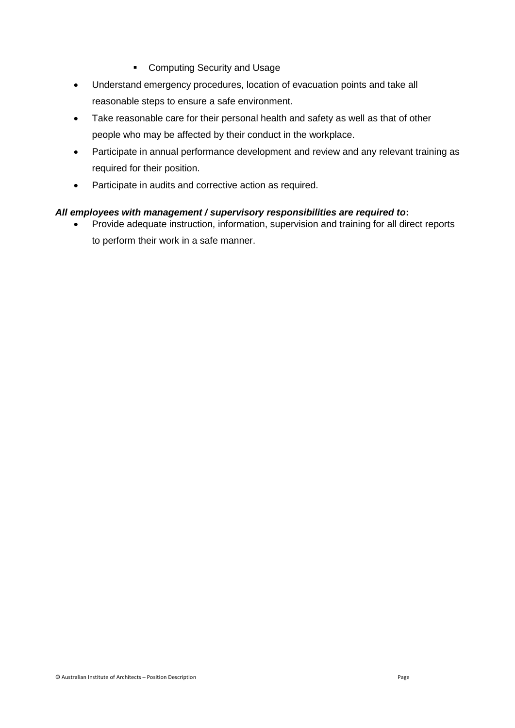- Computing Security and Usage

- Understand emergency procedures, location of evacuation points and take all reasonable steps to ensure a safe environment.
- Take reasonable care for their personal health and safety as well as that of other people who may be affected by their conduct in the workplace.
- Participate in annual performance development and review and any relevant training as required for their position.
- Participate in audits and corrective action as required.

***All employees with management / supervisory responsibilities are required to*:**

- Provide adequate instruction, information, supervision and training for all direct reports to perform their work in a safe manner.